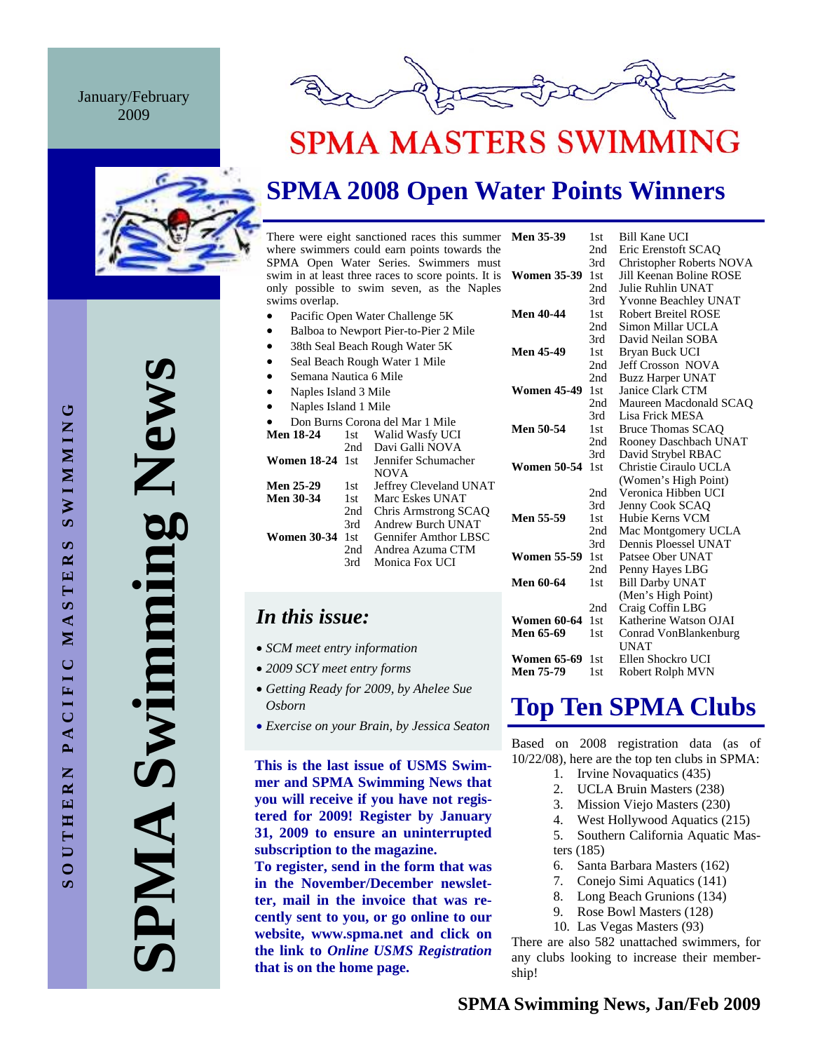January/February 2009

# SPMA MASTERS SWIMMING

# SPMA Swimming News

SOUTHERN PACIFIC MASTERS SWIMMING

## SPMA 2008 Open Water Points Winners

There were eight sanctioned races this summer where swimmers could earn points towards the SPMA Open Water Series. Swimmers must swim in at least three races to score points. It is only possible to swim seven, as the Naples swims overlap.

- Pacific Open Water Challenge 5K
- Balboa to Newport Pier-to-Pier 2 Mile
- 38th Seal Beach Rough Water 5K
- Seal Beach Rough Water 1 Mile
- Semana Nautica 6 Mile
- Naples Island 3 Mile
- Naples Island 1 Mile
- Don Burns Corona del Mar 1 Mile

| Category | Place | Name |
|---|---|---|
| **Men 18-24** | 1st | Walid Wasfy UCI |
| | 2nd | Davi Galli NOVA |
| **Women 18-24** | 1st | Jennifer Schumacher NOVA |
| **Men 25-29** | 1st | Jeffrey Cleveland UNAT |
| **Men 30-34** | 1st | Marc Eskes UNAT |
| | 2nd | Chris Armstrong SCAQ |
| | 3rd | Andrew Burch UNAT |
| **Women 30-34** | 1st | Gennifer Amthor LBSC |
| | 2nd | Andrea Azuma CTM |
| | 3rd | Monica Fox UCI |
| **Men 35-39** | 1st | Bill Kane UCI |
| | 2nd | Eric Erenstoft SCAQ |
| | 3rd | Christopher Roberts NOVA |
| **Women 35-39** | 1st | Jill Keenan Boline ROSE |
| | 2nd | Julie Ruhlin UNAT |
| | 3rd | Yvonne Beachley UNAT |
| **Men 40-44** | 1st | Robert Breitel ROSE |
| | 2nd | Simon Millar UCLA |
| | 3rd | David Neilan SOBA |
| **Men 45-49** | 1st | Bryan Buck UCI |
| | 2nd | Jeff Crosson NOVA |
| | 2nd | Buzz Harper UNAT |
| **Women 45-49** | 1st | Janice Clark CTM |
| | 2nd | Maureen Macdonald SCAQ |
| | 3rd | Lisa Frick MESA |
| **Men 50-54** | 1st | Bruce Thomas SCAQ |
| | 2nd | Rooney Daschbach UNAT |
| | 3rd | David Strybel RBAC |
| **Women 50-54** | 1st | Christie Ciraulo UCLA (Women's High Point) |
| | 2nd | Veronica Hibben UCI |
| | 3rd | Jenny Cook SCAQ |
| **Men 55-59** | 1st | Hubie Kerns VCM |
| | 2nd | Mac Montgomery UCLA |
| | 3rd | Dennis Ploessel UNAT |
| **Women 55-59** | 1st | Patsee Ober UNAT |
| | 2nd | Penny Hayes LBG |
| **Men 60-64** | 1st | Bill Darby UNAT (Men's High Point) |
| | 2nd | Craig Coffin LBG |
| **Women 60-64** | 1st | Katherine Watson OJAI |
| **Men 65-69** | 1st | Conrad VonBlankenburg UNAT |
| **Women 65-69** | 1st | Ellen Shockro UCI |
| **Men 75-79** | 1st | Robert Rolph MVN |

### *In this issue:*

- *SCM meet entry information*
- *2009 SCY meet entry forms*
- *Getting Ready for 2009, by Ahelee Sue Osborn*
- *Exercise on your Brain, by Jessica Seaton*

**This is the last issue of USMS Swimmer and SPMA Swimming News that you will receive if you have not registered for 2009! Register by January 31, 2009 to ensure an uninterrupted subscription to the magazine.**

**To register, send in the form that was in the November/December newsletter, mail in the invoice that was recently sent to you, or go online to our website, www.spma.net and click on the link to *Online USMS Registration* that is on the home page.**

## Top Ten SPMA Clubs

Based on 2008 registration data (as of 10/22/08), here are the top ten clubs in SPMA:

1. Irvine Novaquatics (435)
2. UCLA Bruin Masters (238)
3. Mission Viejo Masters (230)
4. West Hollywood Aquatics (215)
5. Southern California Aquatic Masters (185)
6. Santa Barbara Masters (162)
7. Conejo Simi Aquatics (141)
8. Long Beach Grunions (134)
9. Rose Bowl Masters (128)
10. Las Vegas Masters (93)

There are also 582 unattached swimmers, for any clubs looking to increase their membership!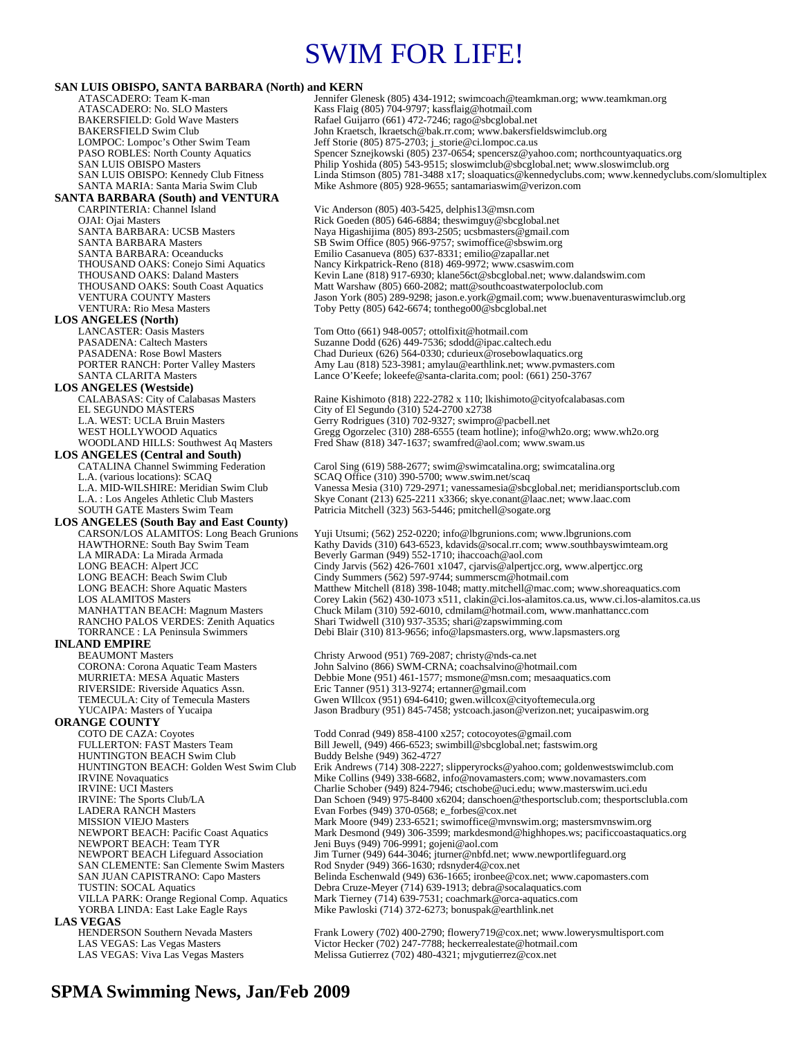# SWIM FOR LIFE!

**SAN LUIS OBISPO, SANTA BARBARA (North) and KERN**

| | |
|---|---|
| ATASCADERO: Team K-man | Jennifer Glenesk (805) 434-1912; swimcoach@teamkman.org; www.teamkman.org |
| ATASCADERO: No. SLO Masters | Kass Flaig (805) 704-9797; kassflaig@hotmail.com |
| BAKERSFIELD: Gold Wave Masters | Rafael Guijarro (661) 472-7246; rago@sbcglobal.net |
| BAKERSFIELD Swim Club | John Kraetsch, lkraetsch@bak.rr.com; www.bakersfieldswimclub.org |
| LOMPOC: Lompoc's Other Swim Team | Jeff Storie (805) 875-2703; j_storie@ci.lompoc.ca.us |
| PASO ROBLES: North County Aquatics | Spencer Sznejkowski (805) 237-0654; spencersz@yahoo.com; northcountyaquatics.org |
| SAN LUIS OBISPO Masters | Philip Yoshida (805) 543-9515; sloswimclub@sbcglobal.net; www.sloswimclub.org |
| SAN LUIS OBISPO: Kennedy Club Fitness | Linda Stimson (805) 781-3488 x17; sloaquatics@kennedyclubs.com; www.kennedyclubs.com/slomultiplex |
| SANTA MARIA: Santa Maria Swim Club | Mike Ashmore (805) 928-9655; santamariaswim@verizon.com |

**SANTA BARBARA (South) and VENTURA**

| | |
|---|---|
| CARPINTERIA: Channel Island | Vic Anderson (805) 403-5425, delphis13@msn.com |
| OJAI: Ojai Masters | Rick Goeden (805) 646-6884; theswimguy@sbcglobal.net |
| SANTA BARBARA: UCSB Masters | Naya Higashijima (805) 893-2505; ucsbmasters@gmail.com |
| SANTA BARBARA Masters | SB Swim Office (805) 966-9757; swimoffice@sbswim.org |
| SANTA BARBARA: Oceanducks | Emilio Casanueva (805) 637-8331; emilio@zapallar.net |
| THOUSAND OAKS: Conejo Simi Aquatics | Nancy Kirkpatrick-Reno (818) 469-9972; www.csaswim.com |
| THOUSAND OAKS: Daland Masters | Kevin Lane (818) 917-6930; klane56ct@sbcglobal.net; www.dalandswim.com |
| THOUSAND OAKS: South Coast Aquatics | Matt Warshaw (805) 660-2082; matt@southcoastwaterpoloclub.com |
| VENTURA COUNTY Masters | Jason York (805) 289-9298; jason.e.york@gmail.com; www.buenaventuraswimclub.org |
| VENTURA: Rio Mesa Masters | Toby Petty (805) 642-6674; tonthego00@sbcglobal.net |

**LOS ANGELES (North)**

| | |
|---|---|
| LANCASTER: Oasis Masters | Tom Otto (661) 948-0057; ottolfixit@hotmail.com |
| PASADENA: Caltech Masters | Suzanne Dodd (626) 449-7536; sdodd@ipac.caltech.edu |
| PASADENA: Rose Bowl Masters | Chad Durieux (626) 564-0330; cdurieux@rosebowlaquatics.org |
| PORTER RANCH: Porter Valley Masters | Amy Lau (818) 523-3981; amylau@earthlink.net; www.pvmasters.com |
| SANTA CLARITA Masters | Lance O'Keefe; lokeefe@santa-clarita.com; pool: (661) 250-3767 |

**LOS ANGELES (Westside)**

| | |
|---|---|
| CALABASAS: City of Calabasas Masters | Raine Kishimoto (818) 222-2782 x 110; lkishimoto@cityofcalabasas.com |
| EL SEGUNDO MASTERS | City of El Segundo (310) 524-2700 x2738 |
| L.A. WEST: UCLA Bruin Masters | Gerry Rodrigues (310) 702-9327; swimpro@pacbell.net |
| WEST HOLLYWOOD Aquatics | Gregg Ogorzelec (310) 288-6555 (team hotline); info@wh2o.org; www.wh2o.org |
| WOODLAND HILLS: Southwest Aq Masters | Fred Shaw (818) 347-1637; swamfred@aol.com; www.swam.us |

**LOS ANGELES (Central and South)**

| | |
|---|---|
| CATALINA Channel Swimming Federation | Carol Sing (619) 588-2677; swim@swimcatalina.org; swimcatalina.org |
| L.A. (various locations): SCAQ | SCAQ Office (310) 390-5700; www.swim.net/scaq |
| L.A. MID-WILSHIRE: Meridian Swim Club | Vanessa Mesia (310) 729-2971; vanessamesia@sbcglobal.net; meridiansportsclub.com |
| L.A. : Los Angeles Athletic Club Masters | Skye Conant (213) 625-2211 x3366; skye.conant@laac.net; www.laac.com |
| SOUTH GATE Masters Swim Team | Patricia Mitchell (323) 563-5446; pmitchell@sogate.org |

**LOS ANGELES (South Bay and East County)**

| | |
|---|---|
| CARSON/LOS ALAMITOS: Long Beach Grunions | Yuji Utsumi; (562) 252-0220; info@lbgrunions.com; www.lbgrunions.com |
| HAWTHORNE: South Bay Swim Team | Kathy Davids (310) 643-6523, kdavids@socal.rr.com; www.southbayswimteam.org |
| LA MIRADA: La Mirada Armada | Beverly Garman (949) 552-1710; ihaccoach@aol.com |
| LONG BEACH: Alpert JCC | Cindy Jarvis (562) 426-7601 x1047, cjarvis@alpertjcc.org, www.alpertjcc.org |
| LONG BEACH: Beach Swim Club | Cindy Summers (562) 597-9744; summerscm@hotmail.com |
| LONG BEACH: Shore Aquatic Masters | Matthew Mitchell (818) 398-1048; matty.mitchell@mac.com; www.shoreaquatics.com |
| LOS ALAMITOS Masters | Corey Lakin (562) 430-1073 x511, clakin@ci.los-alamitos.ca.us, www.ci.los-alamitos.ca.us |
| MANHATTAN BEACH: Magnum Masters | Chuck Milam (310) 592-6010, cdmilam@hotmail.com, www.manhattancc.com |
| RANCHO PALOS VERDES: Zenith Aquatics | Shari Twidwell (310) 937-3535; shari@zapswimming.com |
| TORRANCE : LA Peninsula Swimmers | Debi Blair (310) 813-9656; info@lapsmasters.org, www.lapsmasters.org |

**INLAND EMPIRE**

| | |
|---|---|
| BEAUMONT Masters | Christy Arwood (951) 769-2087; christy@nds-ca.net |
| CORONA: Corona Aquatic Team Masters | John Salvino (866) SWM-CRNA; coachsalvino@hotmail.com |
| MURRIETA: MESA Aquatic Masters | Debbie Mone (951) 461-1577; msmone@msn.com; mesaaquatics.com |
| RIVERSIDE: Riverside Aquatics Assn. | Eric Tanner (951) 313-9274; ertanner@gmail.com |
| TEMECULA: City of Temecula Masters | Gwen WIllcox (951) 694-6410; gwen.willcox@cityoftemecula.org |
| YUCAIPA: Masters of Yucaipa | Jason Bradbury (951) 845-7458; ystcoach.jason@verizon.net; yucaipaswim.org |

**ORANGE COUNTY**

| | |
|---|---|
| COTO DE CAZA: Coyotes | Todd Conrad (949) 858-4100 x257; cotocoyotes@gmail.com |
| FULLERTON: FAST Masters Team | Bill Jewell, (949) 466-6523; swimbill@sbcglobal.net; fastswim.org |
| HUNTINGTON BEACH Swim Club | Buddy Belshe (949) 362-4727 |
| HUNTINGTON BEACH: Golden West Swim Club | Erik Andrews (714) 308-2227; slipperyrocks@yahoo.com; goldenwestswimclub.com |
| IRVINE Novaquatics | Mike Collins (949) 338-6682, info@novamasters.com; www.novamasters.com |
| IRVINE: UCI Masters | Charlie Schober (949) 824-7946; ctschobe@uci.edu; www.masterswim.uci.edu |
| IRVINE: The Sports Club/LA | Dan Schoen (949) 975-8400 x6204; danschoen@thesportsclub.com; thesportsclubla.com |
| LADERA RANCH Masters | Evan Forbes (949) 370-0568; e_forbes@cox.net |
| MISSION VIEJO Masters | Mark Moore (949) 233-6521; swimoffice@mvnswim.org; mastersmvnswim.org |
| NEWPORT BEACH: Pacific Coast Aquatics | Mark Desmond (949) 306-3599; markdesmond@highhopes.ws; pacificcoastaquatics.org |
| NEWPORT BEACH: Team TYR | Jeni Buys (949) 706-9991; gojeni@aol.com |
| NEWPORT BEACH Lifeguard Association | Jim Turner (949) 644-3046; jturner@nbfd.net; www.newportlifeguard.org |
| SAN CLEMENTE: San Clemente Swim Masters | Rod Snyder (949) 366-1630; rdsnyder4@cox.net |
| SAN JUAN CAPISTRANO: Capo Masters | Belinda Eschenwald (949) 636-1665; ironbee@cox.net; www.capomasters.com |
| TUSTIN: SOCAL Aquatics | Debra Cruze-Meyer (714) 639-1913; debra@socalaquatics.com |
| VILLA PARK: Orange Regional Comp. Aquatics | Mark Tierney (714) 639-7531; coachmark@orca-aquatics.com |
| YORBA LINDA: East Lake Eagle Rays | Mike Pawloski (714) 372-6273; bonuspak@earthlink.net |

**LAS VEGAS**

| | |
|---|---|
| HENDERSON Southern Nevada Masters | Frank Lowery (702) 400-2790; flowery719@cox.net; www.lowerysmultisport.com |
| LAS VEGAS: Las Vegas Masters | Victor Hecker (702) 247-7788; heckerrealestate@hotmail.com |
| LAS VEGAS: Viva Las Vegas Masters | Melissa Gutierrez (702) 480-4321; mjvgutierrez@cox.net |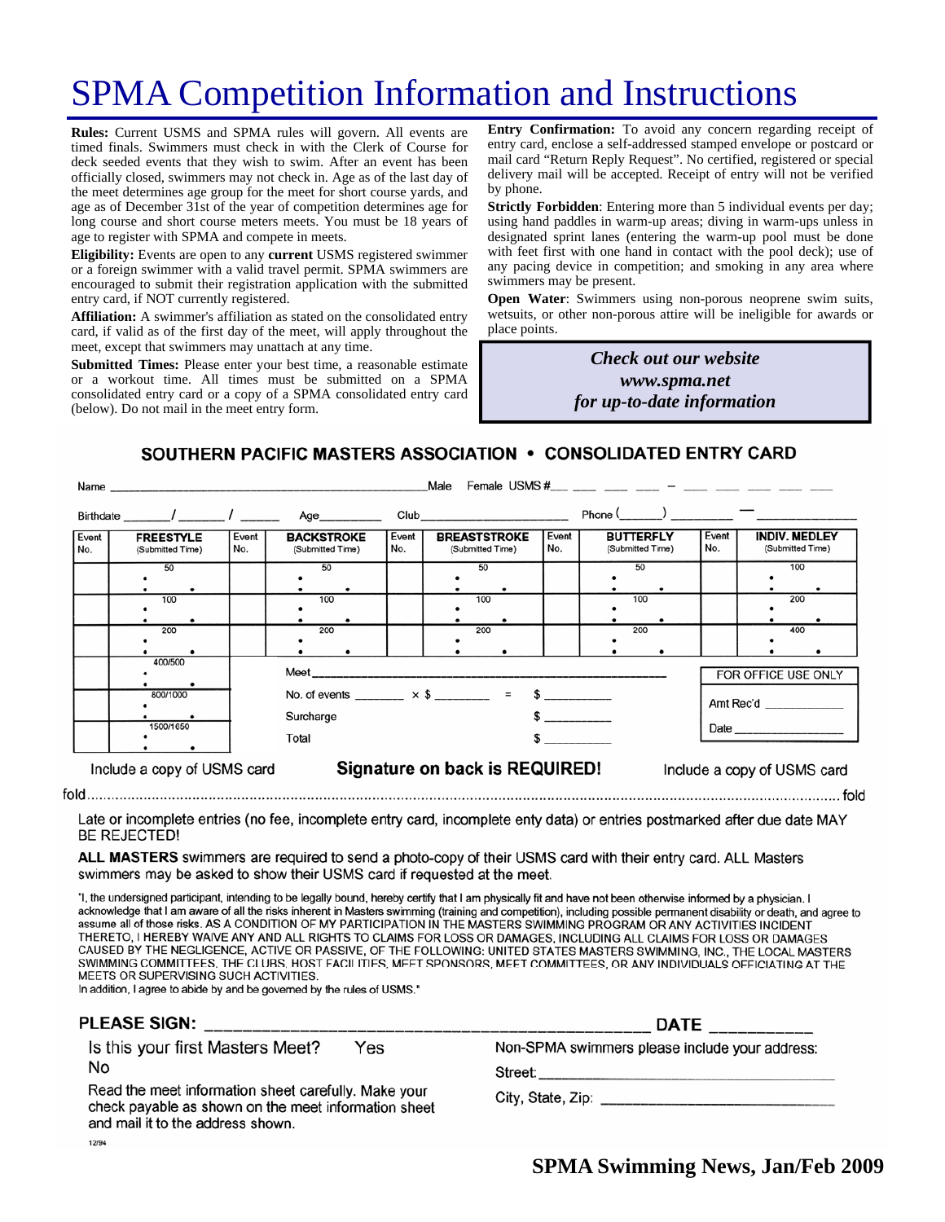# SPMA Competition Information and Instructions

**Rules:** Current USMS and SPMA rules will govern. All events are timed finals. Swimmers must check in with the Clerk of Course for deck seeded events that they wish to swim. After an event has been officially closed, swimmers may not check in. Age as of the last day of the meet determines age group for the meet for short course yards, and age as of December 31st of the year of competition determines age for long course and short course meters meets. You must be 18 years of age to register with SPMA and compete in meets.

**Eligibility:** Events are open to any **current** USMS registered swimmer or a foreign swimmer with a valid travel permit. SPMA swimmers are encouraged to submit their registration application with the submitted entry card, if NOT currently registered.

**Affiliation:** A swimmer's affiliation as stated on the consolidated entry card, if valid as of the first day of the meet, will apply throughout the meet, except that swimmers may unattach at any time.

**Submitted Times:** Please enter your best time, a reasonable estimate or a workout time. All times must be submitted on a SPMA consolidated entry card or a copy of a SPMA consolidated entry card (below). Do not mail in the meet entry form.

**Entry Confirmation:** To avoid any concern regarding receipt of entry card, enclose a self-addressed stamped envelope or postcard or mail card "Return Reply Request". No certified, registered or special delivery mail will be accepted. Receipt of entry will not be verified by phone.

**Strictly Forbidden**: Entering more than 5 individual events per day; using hand paddles in warm-up areas; diving in warm-ups unless in designated sprint lanes (entering the warm-up pool must be done with feet first with one hand in contact with the pool deck); use of any pacing device in competition; and smoking in any area where swimmers may be present.

**Open Water**: Swimmers using non-porous neoprene swim suits, wetsuits, or other non-porous attire will be ineligible for awards or place points.

***Check out our website***
***www.spma.net***
***for up-to-date information***

## SOUTHERN PACIFIC MASTERS ASSOCIATION • CONSOLIDATED ENTRY CARD

Name ______________________________ Male Female USMS #___ ___ ___ ___ – ___ ___ ___ ___ ___

Birthdate ______/ ______ / ______ Age________ Club____________________ Phone (______) ________ — ____________

| Event No. | FREESTYLE (Submitted Time) | Event No. | BACKSTROKE (Submitted Time) | Event No. | BREASTSTROKE (Submitted Time) | Event No. | BUTTERFLY (Submitted Time) | Event No. | INDIV. MEDLEY (Submitted Time) |
|---|---|---|---|---|---|---|---|---|---|
| | 50 | | 50 | | 50 | | 50 | | 100 |
| | 100 | | 100 | | 100 | | 100 | | 200 |
| | 200 | | 200 | | 200 | | 200 | | 400 |
| | 400/500 | | | | | | | | |
| | 800/1000 | | | | | | | | |
| | 1500/1650 | | | | | | | | |

Meet ____________________________________________

No. of events _______ × $ ________ = $ _________

Surcharge $ _________

Total $ _________

FOR OFFICE USE ONLY

Amt Rec'd ____________

Date ________________

Include a copy of USMS card **Signature on back is REQUIRED!** Include a copy of USMS card

fold ........................................................................................................ fold

Late or incomplete entries (no fee, incomplete entry card, incomplete enty data) or entries postmarked after due date MAY BE REJECTED!

**ALL MASTERS** swimmers are required to send a photo-copy of their USMS card with their entry card. ALL Masters swimmers may be asked to show their USMS card if requested at the meet.

"I, the undersigned participant, intending to be legally bound, hereby certify that I am physically fit and have not been otherwise informed by a physician. I acknowledge that I am aware of all the risks inherent in Masters swimming (training and competition), including possible permanent disability or death, and agree to assume all of those risks. AS A CONDITION OF MY PARTICIPATION IN THE MASTERS SWIMMING PROGRAM OR ANY ACTIVITIES INCIDENT THERETO, I HEREBY WAIVE ANY AND ALL RIGHTS TO CLAIMS FOR LOSS OR DAMAGES, INCLUDING ALL CLAIMS FOR LOSS OR DAMAGES CAUSED BY THE NEGLIGENCE, ACTIVE OR PASSIVE, OF THE FOLLOWING: UNITED STATES MASTERS SWIMMING, INC., THE LOCAL MASTERS SWIMMING COMMITTEES, THE CLUBS, HOST FACILITIES, MEET SPONSORS, MEET COMMITTEES, OR ANY INDIVIDUALS OFFICIATING AT THE MEETS OR SUPERVISING SUCH ACTIVITIES.
In addition, I agree to abide by and be governed by the rules of USMS."

**PLEASE SIGN:** ____________________________________ **DATE** __________

Is this your first Masters Meet? Yes No

Read the meet information sheet carefully. Make your check payable as shown on the meet information sheet and mail it to the address shown.

Non-SPMA swimmers please include your address:

Street: ________________________________

City, State, Zip: ________________________

12/94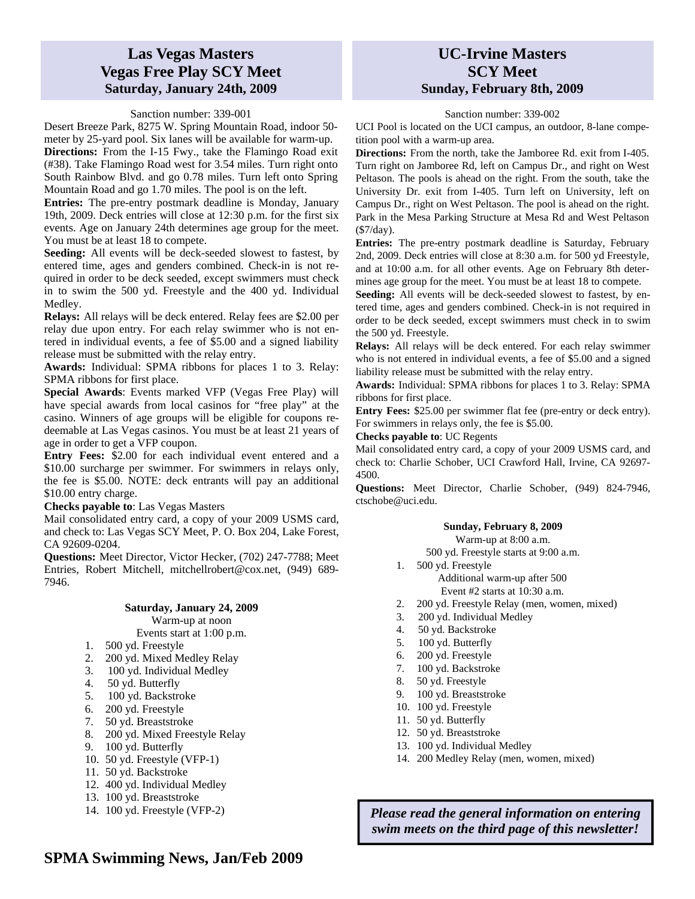## Las Vegas Masters
## Vegas Free Play SCY Meet
### Saturday, January 24th, 2009

Sanction number: 339-001

Desert Breeze Park, 8275 W. Spring Mountain Road, indoor 50-meter by 25-yard pool. Six lanes will be available for warm-up.

**Directions:** From the I-15 Fwy., take the Flamingo Road exit (#38). Take Flamingo Road west for 3.54 miles. Turn right onto South Rainbow Blvd. and go 0.78 miles. Turn left onto Spring Mountain Road and go 1.70 miles. The pool is on the left.

**Entries:** The pre-entry postmark deadline is Monday, January 19th, 2009. Deck entries will close at 12:30 p.m. for the first six events. Age on January 24th determines age group for the meet. You must be at least 18 to compete.

**Seeding:** All events will be deck-seeded slowest to fastest, by entered time, ages and genders combined. Check-in is not required in order to be deck seeded, except swimmers must check in to swim the 500 yd. Freestyle and the 400 yd. Individual Medley.

**Relays:** All relays will be deck entered. Relay fees are $2.00 per relay due upon entry. For each relay swimmer who is not entered in individual events, a fee of $5.00 and a signed liability release must be submitted with the relay entry.

**Awards:** Individual: SPMA ribbons for places 1 to 3. Relay: SPMA ribbons for first place.

**Special Awards**: Events marked VFP (Vegas Free Play) will have special awards from local casinos for "free play" at the casino. Winners of age groups will be eligible for coupons redeemable at Las Vegas casinos. You must be at least 21 years of age in order to get a VFP coupon.

**Entry Fees:** $2.00 for each individual event entered and a $10.00 surcharge per swimmer. For swimmers in relays only, the fee is $5.00. NOTE: deck entrants will pay an additional $10.00 entry charge.

**Checks payable to**: Las Vegas Masters

Mail consolidated entry card, a copy of your 2009 USMS card, and check to: Las Vegas SCY Meet, P. O. Box 204, Lake Forest, CA 92609-0204.

**Questions:** Meet Director, Victor Hecker, (702) 247-7788; Meet Entries, Robert Mitchell, mitchellrobert@cox.net, (949) 689-7946.

**Saturday, January 24, 2009**

Warm-up at noon

Events start at 1:00 p.m.

1. 500 yd. Freestyle
2. 200 yd. Mixed Medley Relay
3. 100 yd. Individual Medley
4. 50 yd. Butterfly
5. 100 yd. Backstroke
6. 200 yd. Freestyle
7. 50 yd. Breaststroke
8. 200 yd. Mixed Freestyle Relay
9. 100 yd. Butterfly
10. 50 yd. Freestyle (VFP-1)
11. 50 yd. Backstroke
12. 400 yd. Individual Medley
13. 100 yd. Breaststroke
14. 100 yd. Freestyle (VFP-2)

## UC-Irvine Masters
## SCY Meet
### Sunday, February 8th, 2009

Sanction number: 339-002

UCI Pool is located on the UCI campus, an outdoor, 8-lane competition pool with a warm-up area.

**Directions:** From the north, take the Jamboree Rd. exit from I-405. Turn right on Jamboree Rd, left on Campus Dr., and right on West Peltason. The pools is ahead on the right. From the south, take the University Dr. exit from I-405. Turn left on University, left on Campus Dr., right on West Peltason. The pool is ahead on the right. Park in the Mesa Parking Structure at Mesa Rd and West Peltason ($7/day).

**Entries:** The pre-entry postmark deadline is Saturday, February 2nd, 2009. Deck entries will close at 8:30 a.m. for 500 yd Freestyle, and at 10:00 a.m. for all other events. Age on February 8th determines age group for the meet. You must be at least 18 to compete.

**Seeding:** All events will be deck-seeded slowest to fastest, by entered time, ages and genders combined. Check-in is not required in order to be deck seeded, except swimmers must check in to swim the 500 yd. Freestyle.

**Relays:** All relays will be deck entered. For each relay swimmer who is not entered in individual events, a fee of $5.00 and a signed liability release must be submitted with the relay entry.

**Awards:** Individual: SPMA ribbons for places 1 to 3. Relay: SPMA ribbons for first place.

**Entry Fees:** $25.00 per swimmer flat fee (pre-entry or deck entry). For swimmers in relays only, the fee is $5.00.

**Checks payable to**: UC Regents

Mail consolidated entry card, a copy of your 2009 USMS card, and check to: Charlie Schober, UCI Crawford Hall, Irvine, CA 92697-4500.

**Questions:** Meet Director, Charlie Schober, (949) 824-7946, ctschobe@uci.edu.

**Sunday, February 8, 2009**

Warm-up at 8:00 a.m.

500 yd. Freestyle starts at 9:00 a.m.

1. 500 yd. Freestyle
   Additional warm-up after 500
   Event #2 starts at 10:30 a.m.
2. 200 yd. Freestyle Relay (men, women, mixed)
3. 200 yd. Individual Medley
4. 50 yd. Backstroke
5. 100 yd. Butterfly
6. 200 yd. Freestyle
7. 100 yd. Backstroke
8. 50 yd. Freestyle
9. 100 yd. Breaststroke
10. 100 yd. Freestyle
11. 50 yd. Butterfly
12. 50 yd. Breaststroke
13. 100 yd. Individual Medley
14. 200 Medley Relay (men, women, mixed)

***Please read the general information on entering swim meets on the third page of this newsletter!***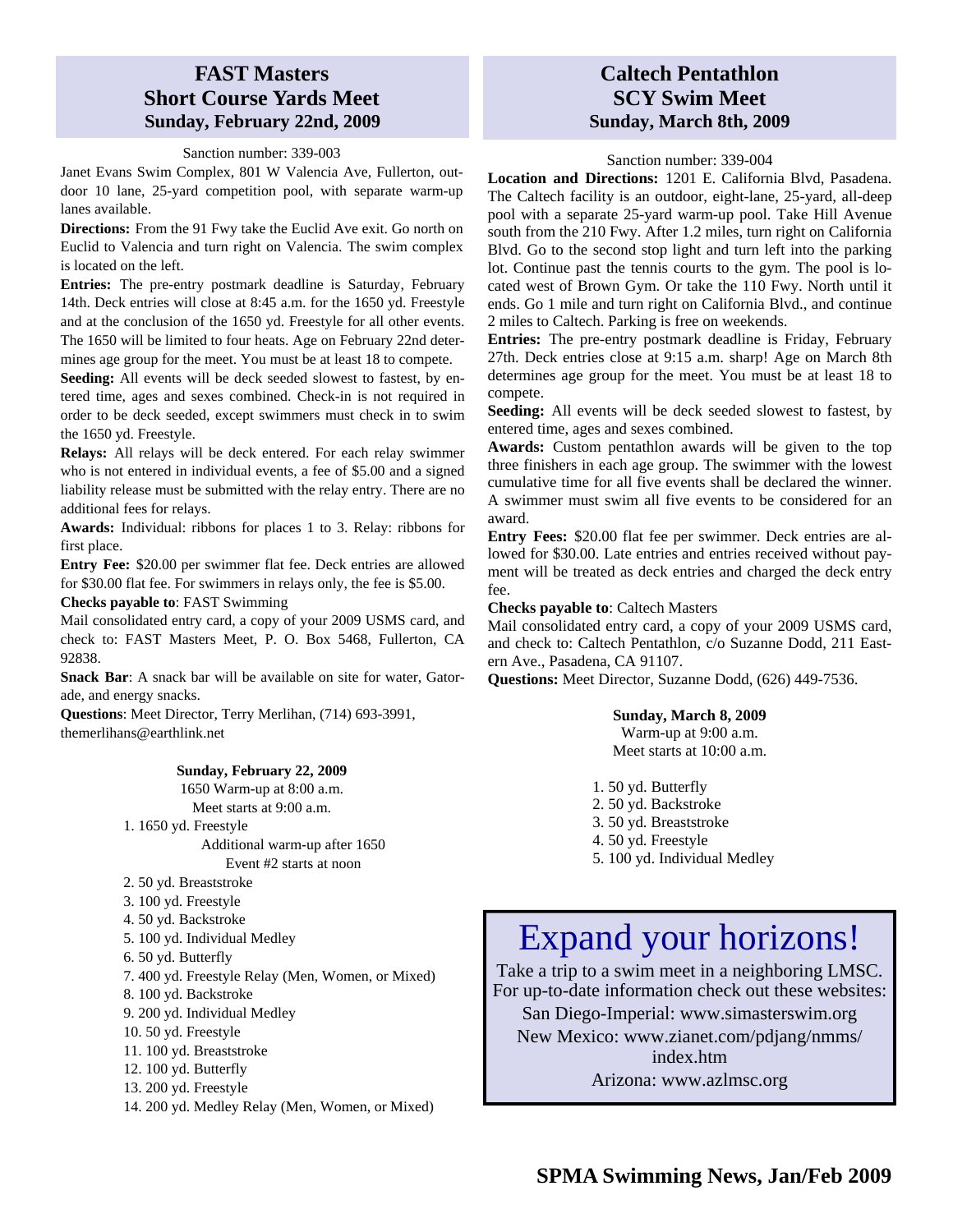## FAST Masters Short Course Yards Meet

### Sunday, February 22nd, 2009

Sanction number: 339-003

Janet Evans Swim Complex, 801 W Valencia Ave, Fullerton, outdoor 10 lane, 25-yard competition pool, with separate warm-up lanes available.

**Directions:** From the 91 Fwy take the Euclid Ave exit. Go north on Euclid to Valencia and turn right on Valencia. The swim complex is located on the left.

**Entries:** The pre-entry postmark deadline is Saturday, February 14th. Deck entries will close at 8:45 a.m. for the 1650 yd. Freestyle and at the conclusion of the 1650 yd. Freestyle for all other events. The 1650 will be limited to four heats. Age on February 22nd determines age group for the meet. You must be at least 18 to compete.

**Seeding:** All events will be deck seeded slowest to fastest, by entered time, ages and sexes combined. Check-in is not required in order to be deck seeded, except swimmers must check in to swim the 1650 yd. Freestyle.

**Relays:** All relays will be deck entered. For each relay swimmer who is not entered in individual events, a fee of $5.00 and a signed liability release must be submitted with the relay entry. There are no additional fees for relays.

**Awards:** Individual: ribbons for places 1 to 3. Relay: ribbons for first place.

**Entry Fee:** $20.00 per swimmer flat fee. Deck entries are allowed for $30.00 flat fee. For swimmers in relays only, the fee is $5.00.

**Checks payable to**: FAST Swimming

Mail consolidated entry card, a copy of your 2009 USMS card, and check to: FAST Masters Meet, P. O. Box 5468, Fullerton, CA 92838.

**Snack Bar**: A snack bar will be available on site for water, Gatorade, and energy snacks.

**Questions**: Meet Director, Terry Merlihan, (714) 693-3991, themerlihans@earthlink.net

**Sunday, February 22, 2009**

1650 Warm-up at 8:00 a.m.

Meet starts at 9:00 a.m.

1. 1650 yd. Freestyle

Additional warm-up after 1650

Event #2 starts at noon

2. 50 yd. Breaststroke
3. 100 yd. Freestyle
4. 50 yd. Backstroke
5. 100 yd. Individual Medley
6. 50 yd. Butterfly
7. 400 yd. Freestyle Relay (Men, Women, or Mixed)
8. 100 yd. Backstroke
9. 200 yd. Individual Medley
10. 50 yd. Freestyle
11. 100 yd. Breaststroke
12. 100 yd. Butterfly
13. 200 yd. Freestyle
14. 200 yd. Medley Relay (Men, Women, or Mixed)

## Caltech Pentathlon SCY Swim Meet

### Sunday, March 8th, 2009

Sanction number: 339-004

**Location and Directions:** 1201 E. California Blvd, Pasadena. The Caltech facility is an outdoor, eight-lane, 25-yard, all-deep pool with a separate 25-yard warm-up pool. Take Hill Avenue south from the 210 Fwy. After 1.2 miles, turn right on California Blvd. Go to the second stop light and turn left into the parking lot. Continue past the tennis courts to the gym. The pool is located west of Brown Gym. Or take the 110 Fwy. North until it ends. Go 1 mile and turn right on California Blvd., and continue 2 miles to Caltech. Parking is free on weekends.

**Entries:** The pre-entry postmark deadline is Friday, February 27th. Deck entries close at 9:15 a.m. sharp! Age on March 8th determines age group for the meet. You must be at least 18 to compete.

**Seeding:** All events will be deck seeded slowest to fastest, by entered time, ages and sexes combined.

**Awards:** Custom pentathlon awards will be given to the top three finishers in each age group. The swimmer with the lowest cumulative time for all five events shall be declared the winner. A swimmer must swim all five events to be considered for an award.

**Entry Fees:** $20.00 flat fee per swimmer. Deck entries are allowed for $30.00. Late entries and entries received without payment will be treated as deck entries and charged the deck entry fee.

**Checks payable to**: Caltech Masters

Mail consolidated entry card, a copy of your 2009 USMS card, and check to: Caltech Pentathlon, c/o Suzanne Dodd, 211 Eastern Ave., Pasadena, CA 91107.

**Questions:** Meet Director, Suzanne Dodd, (626) 449-7536.

**Sunday, March 8, 2009**

Warm-up at 9:00 a.m.

Meet starts at 10:00 a.m.

1. 50 yd. Butterfly
2. 50 yd. Backstroke
3. 50 yd. Breaststroke
4. 50 yd. Freestyle
5. 100 yd. Individual Medley

## Expand your horizons!

Take a trip to a swim meet in a neighboring LMSC.
For up-to-date information check out these websites:

San Diego-Imperial: www.simasterswim.org

New Mexico: www.zianet.com/pdjang/nmms/index.htm

Arizona: www.azlmsc.org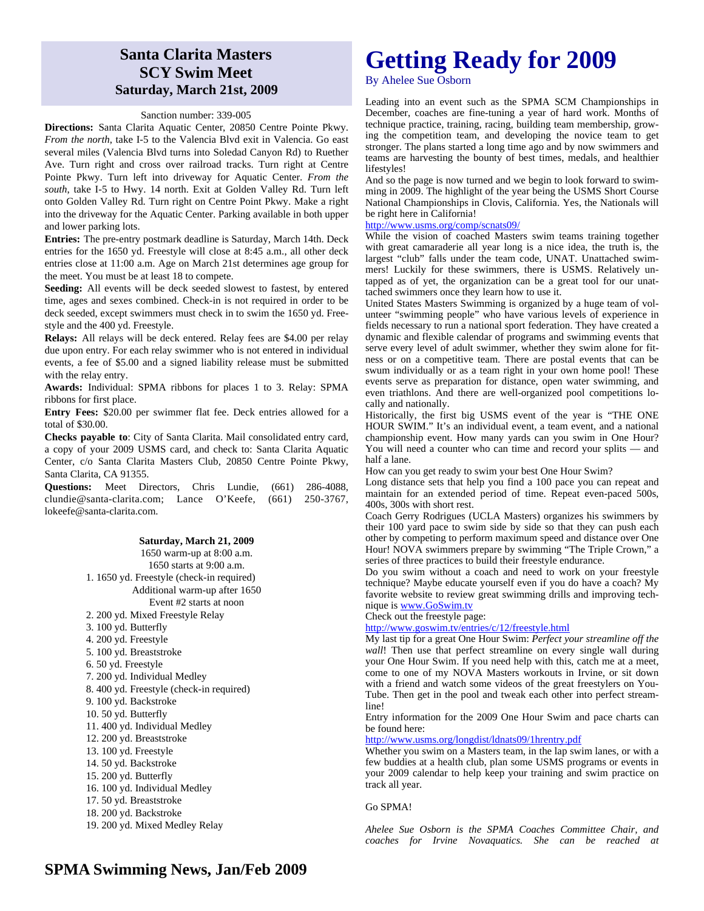## Santa Clarita Masters SCY Swim Meet
### Saturday, March 21st, 2009

Sanction number: 339-005

**Directions:** Santa Clarita Aquatic Center, 20850 Centre Pointe Pkwy. *From the north*, take I-5 to the Valencia Blvd exit in Valencia. Go east several miles (Valencia Blvd turns into Soledad Canyon Rd) to Ruether Ave. Turn right and cross over railroad tracks. Turn right at Centre Pointe Pkwy. Turn left into driveway for Aquatic Center. *From the south*, take I-5 to Hwy. 14 north. Exit at Golden Valley Rd. Turn left onto Golden Valley Rd. Turn right on Centre Point Pkwy. Make a right into the driveway for the Aquatic Center. Parking available in both upper and lower parking lots.

**Entries:** The pre-entry postmark deadline is Saturday, March 14th. Deck entries for the 1650 yd. Freestyle will close at 8:45 a.m., all other deck entries close at 11:00 a.m. Age on March 21st determines age group for the meet. You must be at least 18 to compete.

**Seeding:** All events will be deck seeded slowest to fastest, by entered time, ages and sexes combined. Check-in is not required in order to be deck seeded, except swimmers must check in to swim the 1650 yd. Freestyle and the 400 yd. Freestyle.

**Relays:** All relays will be deck entered. Relay fees are $4.00 per relay due upon entry. For each relay swimmer who is not entered in individual events, a fee of $5.00 and a signed liability release must be submitted with the relay entry.

**Awards:** Individual: SPMA ribbons for places 1 to 3. Relay: SPMA ribbons for first place.

**Entry Fees:** $20.00 per swimmer flat fee. Deck entries allowed for a total of $30.00.

**Checks payable to**: City of Santa Clarita. Mail consolidated entry card, a copy of your 2009 USMS card, and check to: Santa Clarita Aquatic Center, c/o Santa Clarita Masters Club, 20850 Centre Pointe Pkwy, Santa Clarita, CA 91355.

**Questions:** Meet Directors, Chris Lundie, (661) 286-4088, clundie@santa-clarita.com; Lance O'Keefe, (661) 250-3767, lokeefe@santa-clarita.com.

**Saturday, March 21, 2009**

1650 warm-up at 8:00 a.m.
1650 starts at 9:00 a.m.

1. 1650 yd. Freestyle (check-in required)

Additional warm-up after 1650
Event #2 starts at noon

2. 200 yd. Mixed Freestyle Relay
3. 100 yd. Butterfly
4. 200 yd. Freestyle
5. 100 yd. Breaststroke
6. 50 yd. Freestyle
7. 200 yd. Individual Medley
8. 400 yd. Freestyle (check-in required)
9. 100 yd. Backstroke
10. 50 yd. Butterfly
11. 400 yd. Individual Medley
12. 200 yd. Breaststroke
13. 100 yd. Freestyle
14. 50 yd. Backstroke
15. 200 yd. Butterfly
16. 100 yd. Individual Medley
17. 50 yd. Breaststroke
18. 200 yd. Backstroke
19. 200 yd. Mixed Medley Relay

# Getting Ready for 2009

By Ahelee Sue Osborn

Leading into an event such as the SPMA SCM Championships in December, coaches are fine-tuning a year of hard work. Months of technique practice, training, racing, building team membership, growing the competition team, and developing the novice team to get stronger. The plans started a long time ago and by now swimmers and teams are harvesting the bounty of best times, medals, and healthier lifestyles!

And so the page is now turned and we begin to look forward to swimming in 2009. The highlight of the year being the USMS Short Course National Championships in Clovis, California. Yes, the Nationals will be right here in California!

http://www.usms.org/comp/scnats09/

While the vision of coached Masters swim teams training together with great camaraderie all year long is a nice idea, the truth is, the largest "club" falls under the team code, UNAT. Unattached swimmers! Luckily for these swimmers, there is USMS. Relatively untapped as of yet, the organization can be a great tool for our unattached swimmers once they learn how to use it.

United States Masters Swimming is organized by a huge team of volunteer "swimming people" who have various levels of experience in fields necessary to run a national sport federation. They have created a dynamic and flexible calendar of programs and swimming events that serve every level of adult swimmer, whether they swim alone for fitness or on a competitive team. There are postal events that can be swum individually or as a team right in your own home pool! These events serve as preparation for distance, open water swimming, and even triathlons. And there are well-organized pool competitions locally and nationally.

Historically, the first big USMS event of the year is "THE ONE HOUR SWIM." It's an individual event, a team event, and a national championship event. How many yards can you swim in One Hour? You will need a counter who can time and record your splits — and half a lane.

How can you get ready to swim your best One Hour Swim?

Long distance sets that help you find a 100 pace you can repeat and maintain for an extended period of time. Repeat even-paced 500s, 400s, 300s with short rest.

Coach Gerry Rodrigues (UCLA Masters) organizes his swimmers by their 100 yard pace to swim side by side so that they can push each other by competing to perform maximum speed and distance over One Hour! NOVA swimmers prepare by swimming "The Triple Crown," a series of three practices to build their freestyle endurance.

Do you swim without a coach and need to work on your freestyle technique? Maybe educate yourself even if you do have a coach? My favorite website to review great swimming drills and improving technique is www.GoSwim.tv

Check out the freestyle page:

http://www.goswim.tv/entries/c/12/freestyle.html

My last tip for a great One Hour Swim: *Perfect your streamline off the wall*! Then use that perfect streamline on every single wall during your One Hour Swim. If you need help with this, catch me at a meet, come to one of my NOVA Masters workouts in Irvine, or sit down with a friend and watch some videos of the great freestylers on YouTube. Then get in the pool and tweak each other into perfect streamline!

Entry information for the 2009 One Hour Swim and pace charts can be found here:

http://www.usms.org/longdist/ldnats09/1hrentry.pdf

Whether you swim on a Masters team, in the lap swim lanes, or with a few buddies at a health club, plan some USMS programs or events in your 2009 calendar to help keep your training and swim practice on track all year.

Go SPMA!

*Ahelee Sue Osborn is the SPMA Coaches Committee Chair, and coaches for Irvine Novaquatics. She can be reached at*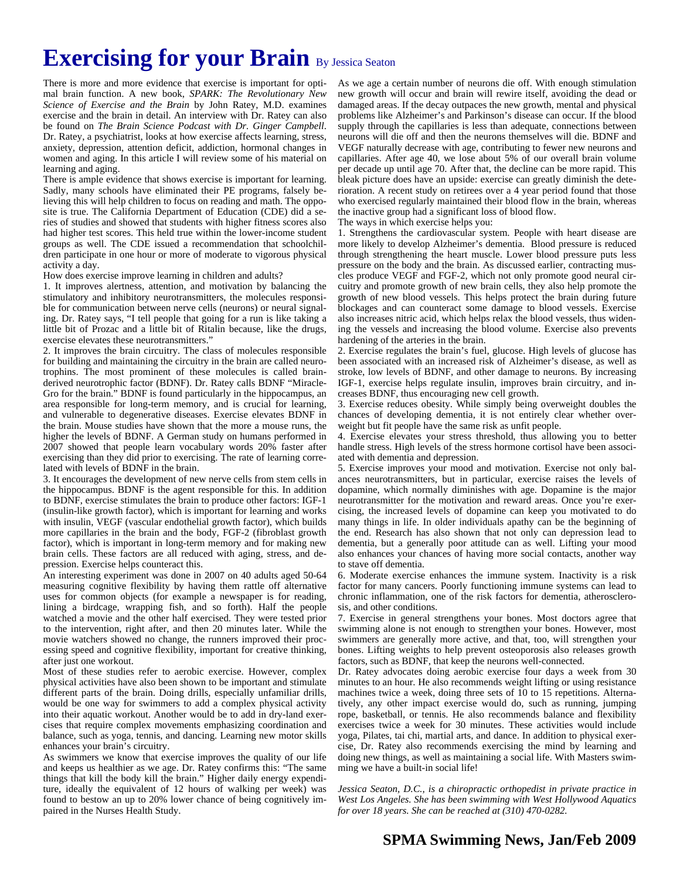# Exercising for your Brain

By Jessica Seaton

There is more and more evidence that exercise is important for optimal brain function. A new book, *SPARK: The Revolutionary New Science of Exercise and the Brain* by John Ratey, M.D. examines exercise and the brain in detail. An interview with Dr. Ratey can also be found on *The Brain Science Podcast with Dr. Ginger Campbell*. Dr. Ratey, a psychiatrist, looks at how exercise affects learning, stress, anxiety, depression, attention deficit, addiction, hormonal changes in women and aging. In this article I will review some of his material on learning and aging.

There is ample evidence that shows exercise is important for learning. Sadly, many schools have eliminated their PE programs, falsely believing this will help children to focus on reading and math. The opposite is true. The California Department of Education (CDE) did a series of studies and showed that students with higher fitness scores also had higher test scores. This held true within the lower-income student groups as well. The CDE issued a recommendation that schoolchildren participate in one hour or more of moderate to vigorous physical activity a day.

How does exercise improve learning in children and adults?

1. It improves alertness, attention, and motivation by balancing the stimulatory and inhibitory neurotransmitters, the molecules responsible for communication between nerve cells (neurons) or neural signaling. Dr. Ratey says, "I tell people that going for a run is like taking a little bit of Prozac and a little bit of Ritalin because, like the drugs, exercise elevates these neurotransmitters."

2. It improves the brain circuitry. The class of molecules responsible for building and maintaining the circuitry in the brain are called neurotrophins. The most prominent of these molecules is called brain-derived neurotrophic factor (BDNF). Dr. Ratey calls BDNF "Miracle-Gro for the brain." BDNF is found particularly in the hippocampus, an area responsible for long-term memory, and is crucial for learning, and vulnerable to degenerative diseases. Exercise elevates BDNF in the brain. Mouse studies have shown that the more a mouse runs, the higher the levels of BDNF. A German study on humans performed in 2007 showed that people learn vocabulary words 20% faster after exercising than they did prior to exercising. The rate of learning correlated with levels of BDNF in the brain.

3. It encourages the development of new nerve cells from stem cells in the hippocampus. BDNF is the agent responsible for this. In addition to BDNF, exercise stimulates the brain to produce other factors: IGF-1 (insulin-like growth factor), which is important for learning and works with insulin, VEGF (vascular endothelial growth factor), which builds more capillaries in the brain and the body, FGF-2 (fibroblast growth factor), which is important in long-term memory and for making new brain cells. These factors are all reduced with aging, stress, and depression. Exercise helps counteract this.

An interesting experiment was done in 2007 on 40 adults aged 50-64 measuring cognitive flexibility by having them rattle off alternative uses for common objects (for example a newspaper is for reading, lining a birdcage, wrapping fish, and so forth). Half the people watched a movie and the other half exercised. They were tested prior to the intervention, right after, and then 20 minutes later. While the movie watchers showed no change, the runners improved their processing speed and cognitive flexibility, important for creative thinking, after just one workout.

Most of these studies refer to aerobic exercise. However, complex physical activities have also been shown to be important and stimulate different parts of the brain. Doing drills, especially unfamiliar drills, would be one way for swimmers to add a complex physical activity into their aquatic workout. Another would be to add in dry-land exercises that require complex movements emphasizing coordination and balance, such as yoga, tennis, and dancing. Learning new motor skills enhances your brain's circuitry.

As swimmers we know that exercise improves the quality of our life and keeps us healthier as we age. Dr. Ratey confirms this: "The same things that kill the body kill the brain." Higher daily energy expenditure, ideally the equivalent of 12 hours of walking per week) was found to bestow an up to 20% lower chance of being cognitively impaired in the Nurses Health Study.

As we age a certain number of neurons die off. With enough stimulation new growth will occur and brain will rewire itself, avoiding the dead or damaged areas. If the decay outpaces the new growth, mental and physical problems like Alzheimer's and Parkinson's disease can occur. If the blood supply through the capillaries is less than adequate, connections between neurons will die off and then the neurons themselves will die. BDNF and VEGF naturally decrease with age, contributing to fewer new neurons and capillaries. After age 40, we lose about 5% of our overall brain volume per decade up until age 70. After that, the decline can be more rapid. This bleak picture does have an upside: exercise can greatly diminish the deterioration. A recent study on retirees over a 4 year period found that those who exercised regularly maintained their blood flow in the brain, whereas the inactive group had a significant loss of blood flow.

The ways in which exercise helps you:

1. Strengthens the cardiovascular system. People with heart disease are more likely to develop Alzheimer's dementia. Blood pressure is reduced through strengthening the heart muscle. Lower blood pressure puts less pressure on the body and the brain. As discussed earlier, contracting muscles produce VEGF and FGF-2, which not only promote good neural circuitry and promote growth of new brain cells, they also help promote the growth of new blood vessels. This helps protect the brain during future blockages and can counteract some damage to blood vessels. Exercise also increases nitric acid, which helps relax the blood vessels, thus widening the vessels and increasing the blood volume. Exercise also prevents hardening of the arteries in the brain.

2. Exercise regulates the brain's fuel, glucose. High levels of glucose has been associated with an increased risk of Alzheimer's disease, as well as stroke, low levels of BDNF, and other damage to neurons. By increasing IGF-1, exercise helps regulate insulin, improves brain circuitry, and increases BDNF, thus encouraging new cell growth.

3. Exercise reduces obesity. While simply being overweight doubles the chances of developing dementia, it is not entirely clear whether overweight but fit people have the same risk as unfit people.

4. Exercise elevates your stress threshold, thus allowing you to better handle stress. High levels of the stress hormone cortisol have been associated with dementia and depression.

5. Exercise improves your mood and motivation. Exercise not only balances neurotransmitters, but in particular, exercise raises the levels of dopamine, which normally diminishes with age. Dopamine is the major neurotransmitter for the motivation and reward areas. Once you're exercising, the increased levels of dopamine can keep you motivated to do many things in life. In older individuals apathy can be the beginning of the end. Research has also shown that not only can depression lead to dementia, but a generally poor attitude can as well. Lifting your mood also enhances your chances of having more social contacts, another way to stave off dementia.

6. Moderate exercise enhances the immune system. Inactivity is a risk factor for many cancers. Poorly functioning immune systems can lead to chronic inflammation, one of the risk factors for dementia, atherosclerosis, and other conditions.

7. Exercise in general strengthens your bones. Most doctors agree that swimming alone is not enough to strengthen your bones. However, most swimmers are generally more active, and that, too, will strengthen your bones. Lifting weights to help prevent osteoporosis also releases growth factors, such as BDNF, that keep the neurons well-connected.

Dr. Ratey advocates doing aerobic exercise four days a week from 30 minutes to an hour. He also recommends weight lifting or using resistance machines twice a week, doing three sets of 10 to 15 repetitions. Alternatively, any other impact exercise would do, such as running, jumping rope, basketball, or tennis. He also recommends balance and flexibility exercises twice a week for 30 minutes. These activities would include yoga, Pilates, tai chi, martial arts, and dance. In addition to physical exercise, Dr. Ratey also recommends exercising the mind by learning and doing new things, as well as maintaining a social life. With Masters swimming we have a built-in social life!

*Jessica Seaton, D.C., is a chiropractic orthopedist in private practice in West Los Angeles. She has been swimming with West Hollywood Aquatics for over 18 years. She can be reached at (310) 470-0282.*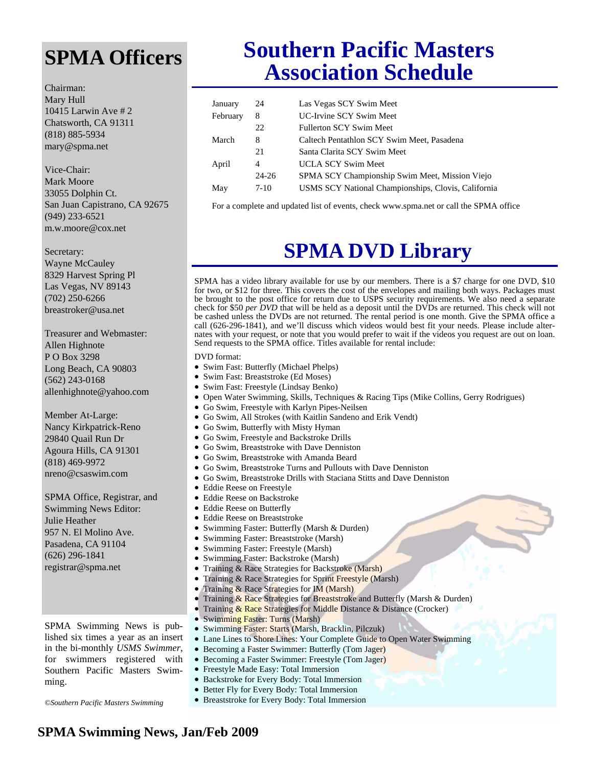# SPMA Officers

Chairman:
Mary Hull
10415 Larwin Ave # 2
Chatsworth, CA 91311
(818) 885-5934
mary@spma.net

Vice-Chair:
Mark Moore
33055 Dolphin Ct.
San Juan Capistrano, CA 92675
(949) 233-6521
m.w.moore@cox.net

Secretary:
Wayne McCauley
8329 Harvest Spring Pl
Las Vegas, NV 89143
(702) 250-6266
breastroker@usa.net

Treasurer and Webmaster:
Allen Highnote
P O Box 3298
Long Beach, CA 90803
(562) 243-0168
allenhighnote@yahoo.com

Member At-Large:
Nancy Kirkpatrick-Reno
29840 Quail Run Dr
Agoura Hills, CA 91301
(818) 469-9972
nreno@csaswim.com

SPMA Office, Registrar, and Swimming News Editor:
Julie Heather
957 N. El Molino Ave.
Pasadena, CA 91104
(626) 296-1841
registrar@spma.net

SPMA Swimming News is published six times a year as an insert in the bi-monthly *USMS Swimmer*, for swimmers registered with Southern Pacific Masters Swimming.

*©Southern Pacific Masters Swimming*

# Southern Pacific Masters Association Schedule

| | | |
|---|---|---|
| January | 24 | Las Vegas SCY Swim Meet |
| February | 8 | UC-Irvine SCY Swim Meet |
| | 22 | Fullerton SCY Swim Meet |
| March | 8 | Caltech Pentathlon SCY Swim Meet, Pasadena |
| | 21 | Santa Clarita SCY Swim Meet |
| April | 4 | UCLA SCY Swim Meet |
| | 24-26 | SPMA SCY Championship Swim Meet, Mission Viejo |
| May | 7-10 | USMS SCY National Championships, Clovis, California |

For a complete and updated list of events, check www.spma.net or call the SPMA office

# SPMA DVD Library

SPMA has a video library available for use by our members. There is a $7 charge for one DVD, $10 for two, or $12 for three. This covers the cost of the envelopes and mailing both ways. Packages must be brought to the post office for return due to USPS security requirements. We also need a separate check for $50 *per DVD* that will be held as a deposit until the DVDs are returned. This check will not be cashed unless the DVDs are not returned. The rental period is one month. Give the SPMA office a call (626-296-1841), and we'll discuss which videos would best fit your needs. Please include alternates with your request, or note that you would prefer to wait if the videos you request are out on loan. Send requests to the SPMA office. Titles available for rental include:

DVD format:

- Swim Fast: Butterfly (Michael Phelps)
- Swim Fast: Breaststroke (Ed Moses)
- Swim Fast: Freestyle (Lindsay Benko)
- Open Water Swimming, Skills, Techniques & Racing Tips (Mike Collins, Gerry Rodrigues)
- Go Swim, Freestyle with Karlyn Pipes-Neilsen
- Go Swim, All Strokes (with Kaitlin Sandeno and Erik Vendt)
- Go Swim, Butterfly with Misty Hyman
- Go Swim, Freestyle and Backstroke Drills
- Go Swim, Breaststroke with Dave Denniston
- Go Swim, Breaststroke with Amanda Beard
- Go Swim, Breaststroke Turns and Pullouts with Dave Denniston
- Go Swim, Breaststroke Drills with Staciana Stitts and Dave Denniston
- Eddie Reese on Freestyle
- Eddie Reese on Backstroke
- Eddie Reese on Butterfly
- Eddie Reese on Breaststroke
- Swimming Faster: Butterfly (Marsh & Durden)
- Swimming Faster: Breaststroke (Marsh)
- Swimming Faster: Freestyle (Marsh)
- Swimming Faster: Backstroke (Marsh)
- Training & Race Strategies for Backstroke (Marsh)
- Training & Race Strategies for Sprint Freestyle (Marsh)
- Training & Race Strategies for IM (Marsh)
- Training & Race Strategies for Breaststroke and Butterfly (Marsh & Durden)
- Training & Race Strategies for Middle Distance & Distance (Crocker)
- Swimming Faster: Turns (Marsh)
- Swimming Faster: Starts (Marsh, Bracklin, Pilczuk)
- Lane Lines to Shore Lines: Your Complete Guide to Open Water Swimming
- Becoming a Faster Swimmer: Butterfly (Tom Jager)
- Becoming a Faster Swimmer: Freestyle (Tom Jager)
- Freestyle Made Easy: Total Immersion
- Backstroke for Every Body: Total Immersion
- Better Fly for Every Body: Total Immersion
- Breaststroke for Every Body: Total Immersion

SPMA Swimming News, Jan/Feb 2009